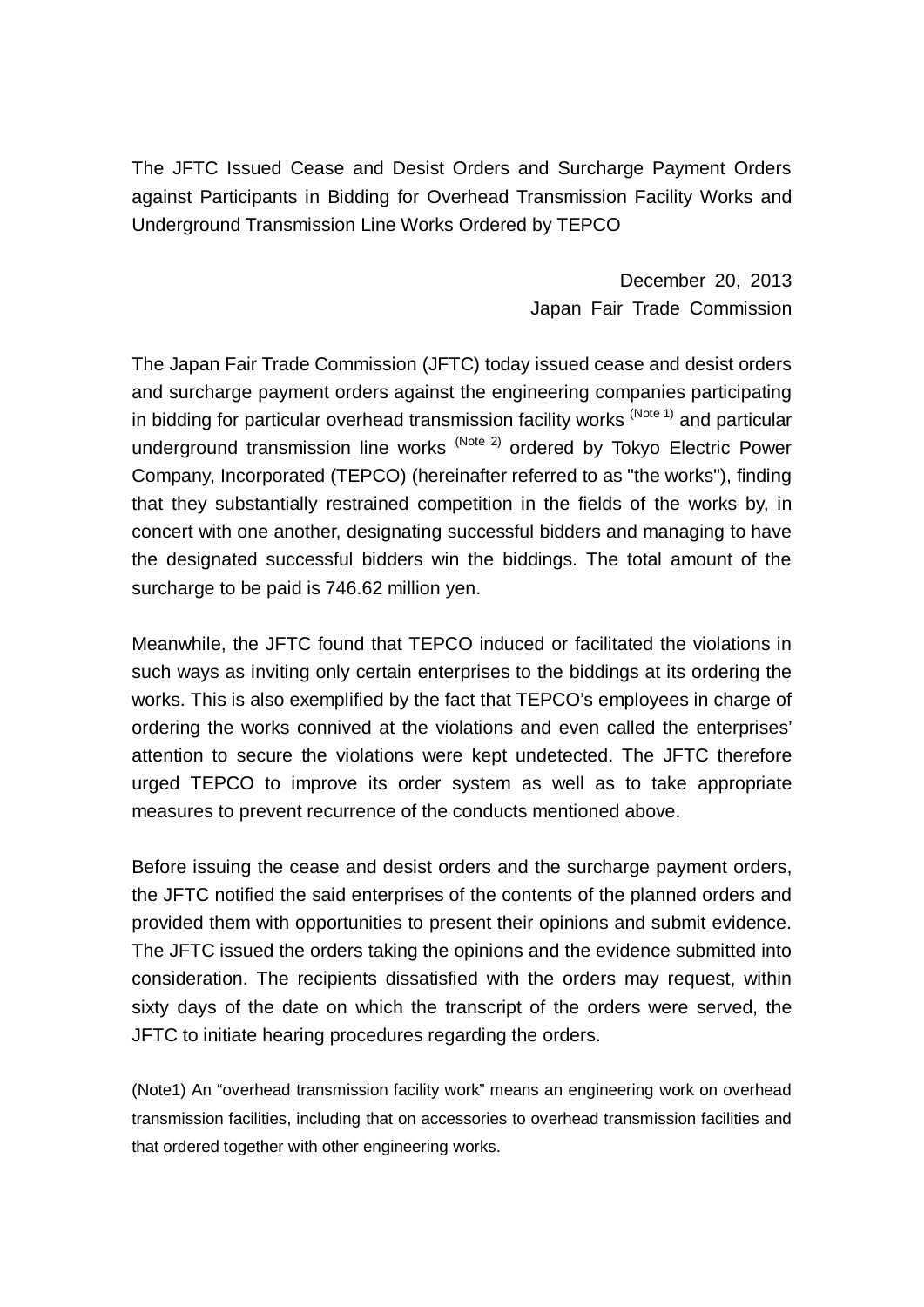# The JFTC Issued Cease and Desist Orders and Surcharge Payment Orders against Participants in Bidding for Overhead Transmission Facility Works and Underground Transmission Line Works Ordered by TEPCO

December 20, 2013
Japan Fair Trade Commission

The Japan Fair Trade Commission (JFTC) today issued cease and desist orders and surcharge payment orders against the engineering companies participating in bidding for particular overhead transmission facility works (Note 1) and particular underground transmission line works (Note 2) ordered by Tokyo Electric Power Company, Incorporated (TEPCO) (hereinafter referred to as "the works"), finding that they substantially restrained competition in the fields of the works by, in concert with one another, designating successful bidders and managing to have the designated successful bidders win the biddings. The total amount of the surcharge to be paid is 746.62 million yen.

Meanwhile, the JFTC found that TEPCO induced or facilitated the violations in such ways as inviting only certain enterprises to the biddings at its ordering the works. This is also exemplified by the fact that TEPCO's employees in charge of ordering the works connived at the violations and even called the enterprises' attention to secure the violations were kept undetected. The JFTC therefore urged TEPCO to improve its order system as well as to take appropriate measures to prevent recurrence of the conducts mentioned above.

Before issuing the cease and desist orders and the surcharge payment orders, the JFTC notified the said enterprises of the contents of the planned orders and provided them with opportunities to present their opinions and submit evidence. The JFTC issued the orders taking the opinions and the evidence submitted into consideration. The recipients dissatisfied with the orders may request, within sixty days of the date on which the transcript of the orders were served, the JFTC to initiate hearing procedures regarding the orders.

(Note1) An "overhead transmission facility work" means an engineering work on overhead transmission facilities, including that on accessories to overhead transmission facilities and that ordered together with other engineering works.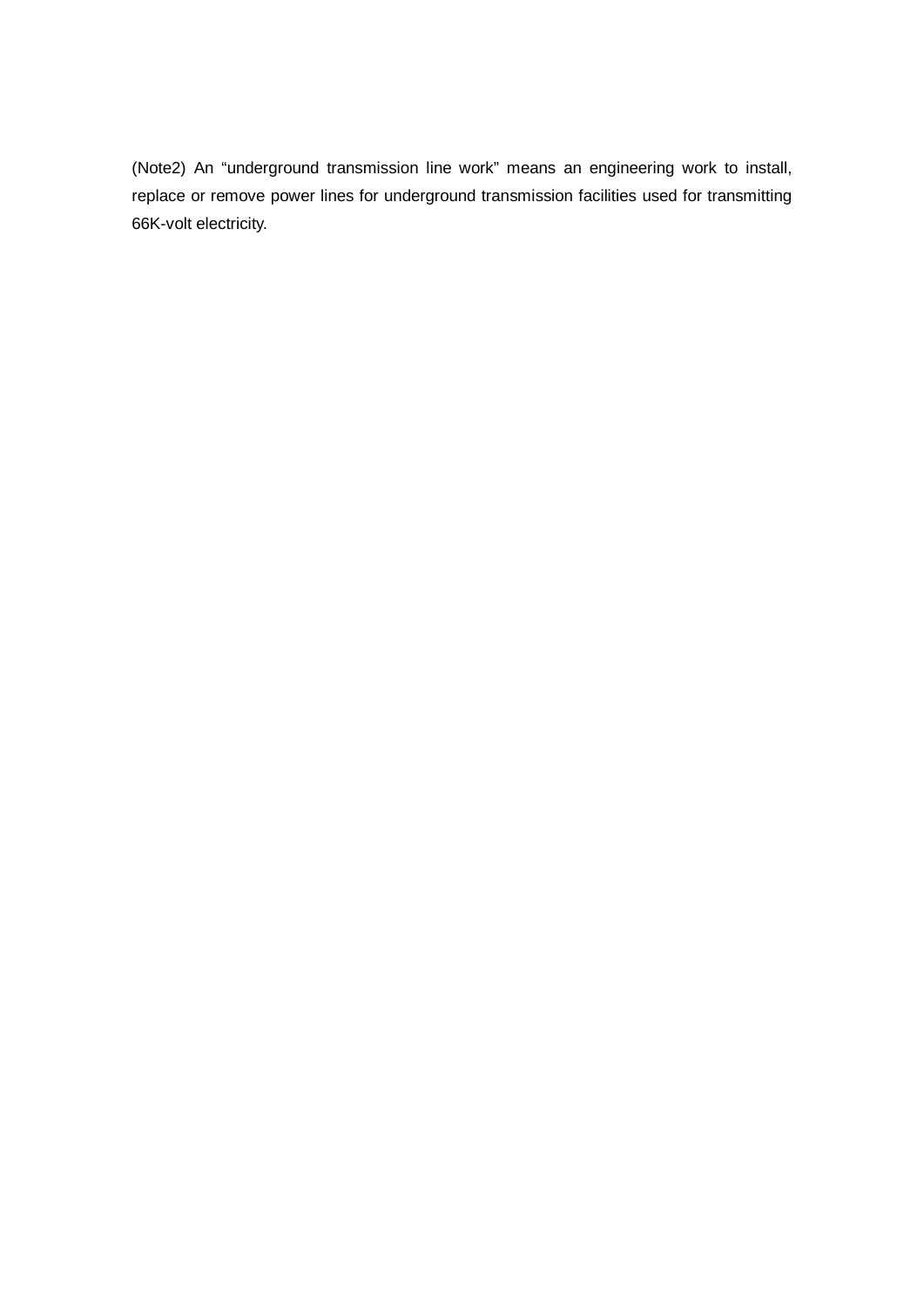(Note2) An “underground transmission line work” means an engineering work to install, replace or remove power lines for underground transmission facilities used for transmitting 66K-volt electricity.